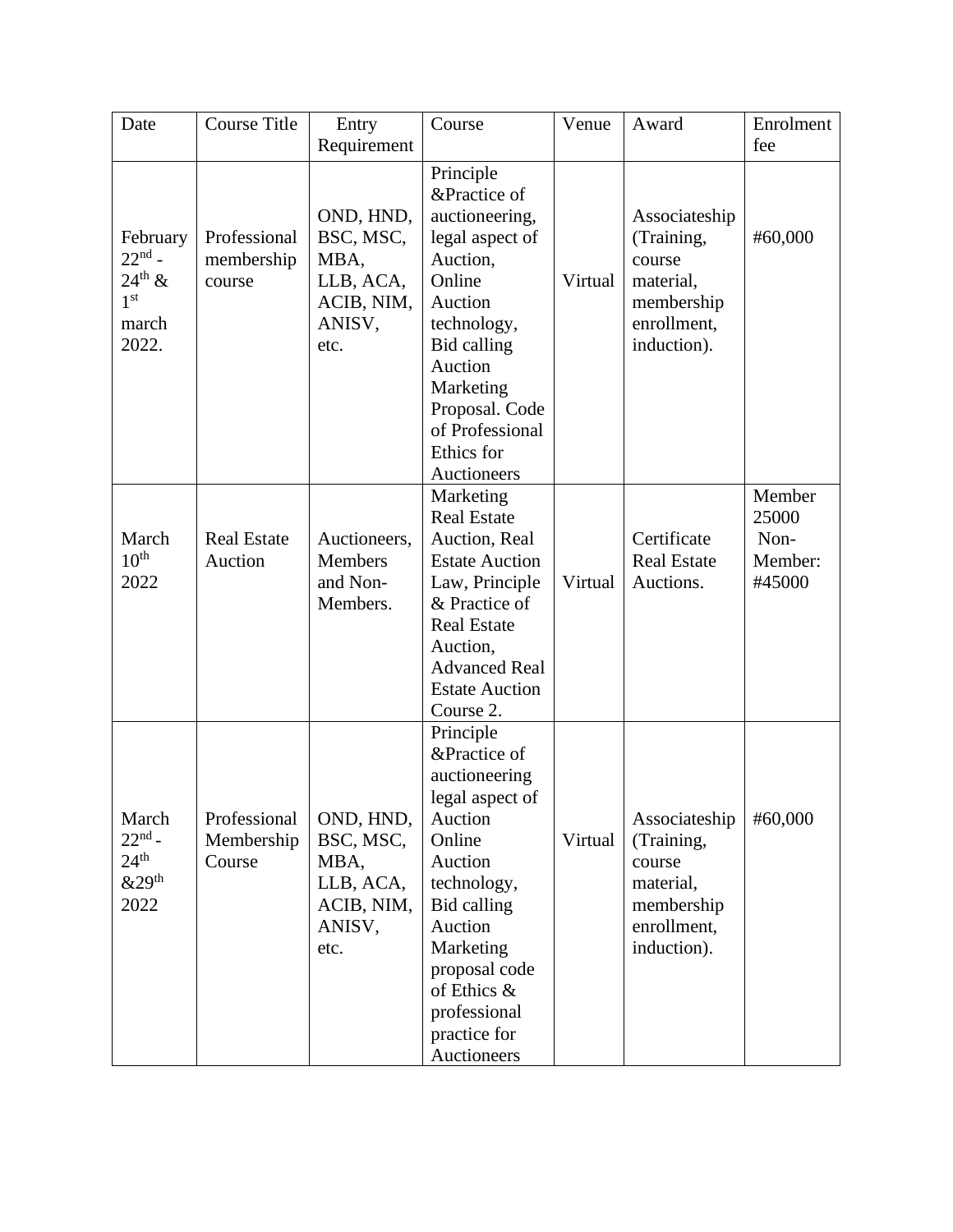| Date | Course Title | Entry Requirement | Course | Venue | Award | Enrolment fee |
|---|---|---|---|---|---|---|
| February 22nd - 24th & 1st march 2022. | Professional membership course | OND, HND, BSC, MSC, MBA, LLB, ACA, ACIB, NIM, ANISV, etc. | Principle &Practice of auctioneering, legal aspect of Auction, Online Auction technology, Bid calling Auction Marketing Proposal. Code of Professional Ethics for Auctioneers | Virtual | Associateship (Training, course material, membership enrollment, induction). | #60,000 |
| March 10th 2022 | Real Estate Auction | Auctioneers, Members and Non-Members. | Marketing Real Estate Auction, Real Estate Auction Law, Principle & Practice of Real Estate Auction, Advanced Real Estate Auction Course 2. | Virtual | Certificate Real Estate Auctions. | Member 25000 Non-Member: #45000 |
| March 22nd - 24th &29th 2022 | Professional Membership Course | OND, HND, BSC, MSC, MBA, LLB, ACA, ACIB, NIM, ANISV, etc. | Principle &Practice of auctioneering legal aspect of Auction Online Auction technology, Bid calling Auction Marketing proposal code of Ethics & professional practice for Auctioneers | Virtual | Associateship (Training, course material, membership enrollment, induction). | #60,000 |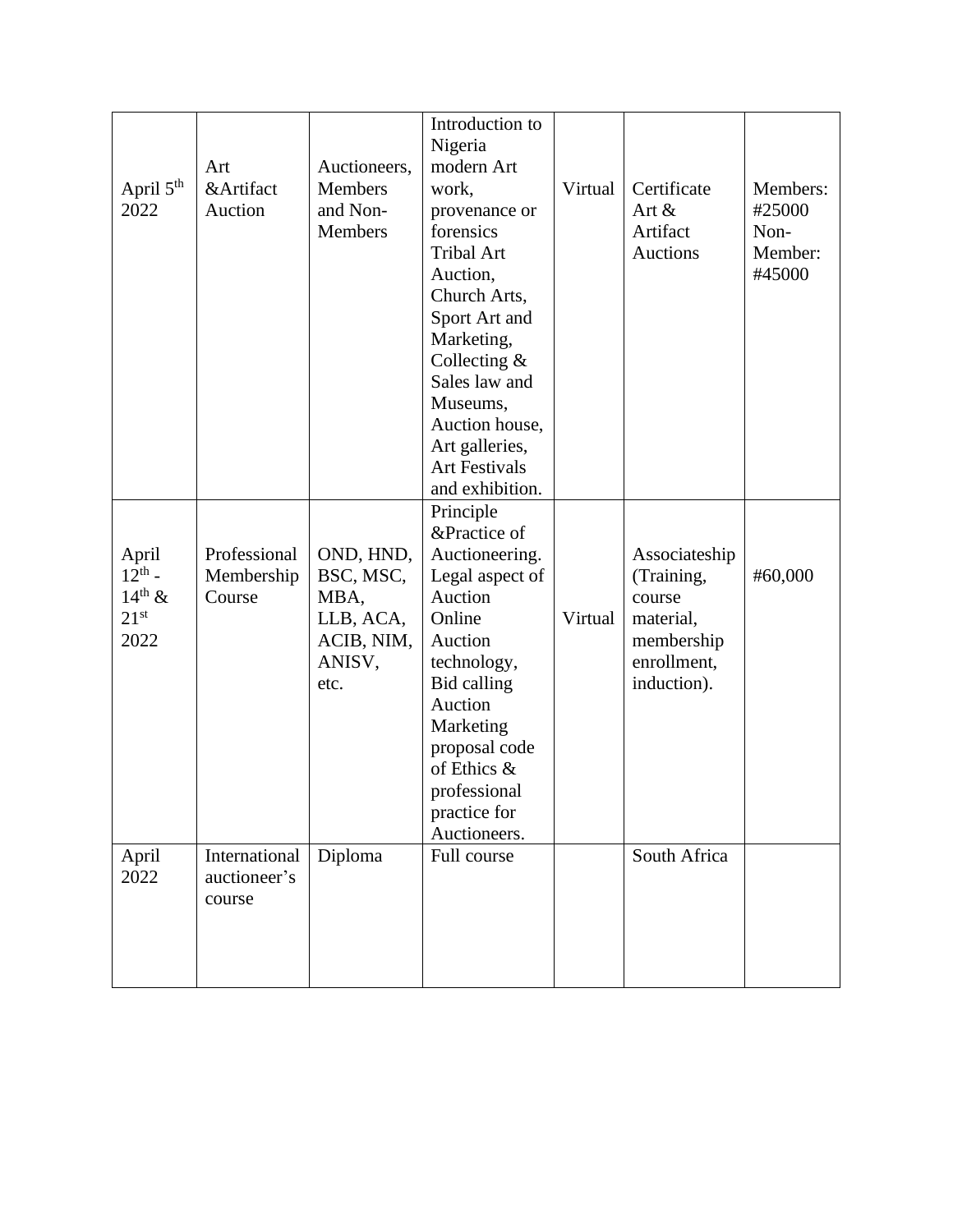| | | | | | | |
|---|---|---|---|---|---|---|
| April 5th 2022 | Art &Artifact Auction | Auctioneers, Members and Non-Members | Introduction to Nigeria modern Art work, provenance or forensics Tribal Art Auction, Church Arts, Sport Art and Marketing, Collecting & Sales law and Museums, Auction house, Art galleries, Art Festivals and exhibition. | Virtual | Certificate Art & Artifact Auctions | Members: #25000 Non-Member: #45000 |
| April 12th - 14th & 21st 2022 | Professional Membership Course | OND, HND, BSC, MSC, MBA, LLB, ACA, ACIB, NIM, ANISV, etc. | Principle &Practice of Auctioneering. Legal aspect of Auction Online Auction technology, Bid calling Auction Marketing proposal code of Ethics & professional practice for Auctioneers. | Virtual | Associateship (Training, course material, membership enrollment, induction). | #60,000 |
| April 2022 | International auctioneer's course | Diploma | Full course | | South Africa | |